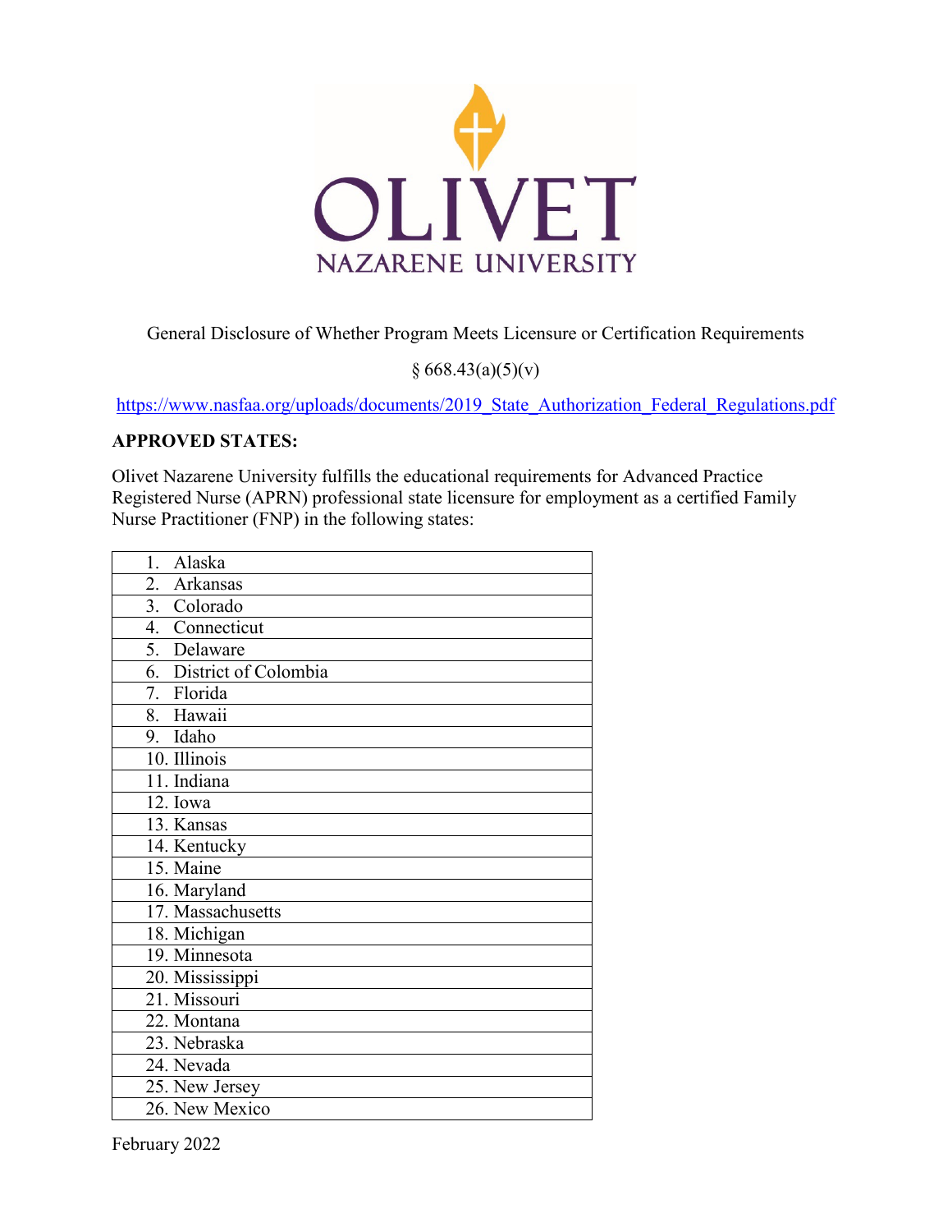OLIVET
NAZARENE UNIVERSITY

General Disclosure of Whether Program Meets Licensure or Certification Requirements

§ 668.43(a)(5)(v)

https://www.nasfaa.org/uploads/documents/2019_State_Authorization_Federal_Regulations.pdf

**APPROVED STATES:**

Olivet Nazarene University fulfills the educational requirements for Advanced Practice Registered Nurse (APRN) professional state licensure for employment as a certified Family Nurse Practitioner (FNP) in the following states:

| |
|---|
| 1. Alaska |
| 2. Arkansas |
| 3. Colorado |
| 4. Connecticut |
| 5. Delaware |
| 6. District of Colombia |
| 7. Florida |
| 8. Hawaii |
| 9. Idaho |
| 10. Illinois |
| 11. Indiana |
| 12. Iowa |
| 13. Kansas |
| 14. Kentucky |
| 15. Maine |
| 16. Maryland |
| 17. Massachusetts |
| 18. Michigan |
| 19. Minnesota |
| 20. Mississippi |
| 21. Missouri |
| 22. Montana |
| 23. Nebraska |
| 24. Nevada |
| 25. New Jersey |
| 26. New Mexico |

February 2022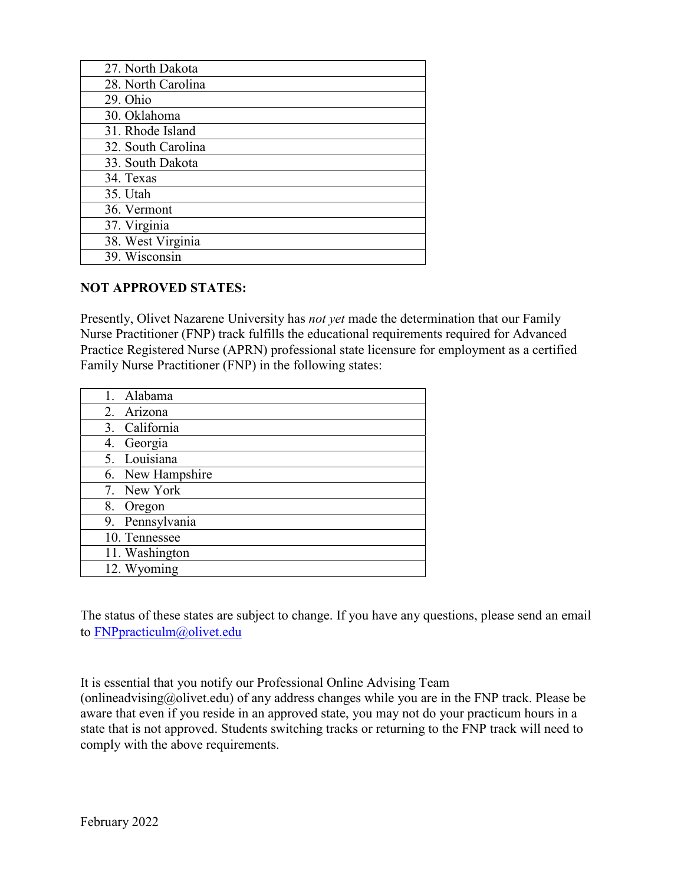| |
|---|
| 27. North Dakota |
| 28. North Carolina |
| 29. Ohio |
| 30. Oklahoma |
| 31. Rhode Island |
| 32. South Carolina |
| 33. South Dakota |
| 34. Texas |
| 35. Utah |
| 36. Vermont |
| 37. Virginia |
| 38. West Virginia |
| 39. Wisconsin |

**NOT APPROVED STATES:**

Presently, Olivet Nazarene University has *not yet* made the determination that our Family Nurse Practitioner (FNP) track fulfills the educational requirements required for Advanced Practice Registered Nurse (APRN) professional state licensure for employment as a certified Family Nurse Practitioner (FNP) in the following states:

| |
|---|
| 1. Alabama |
| 2. Arizona |
| 3. California |
| 4. Georgia |
| 5. Louisiana |
| 6. New Hampshire |
| 7. New York |
| 8. Oregon |
| 9. Pennsylvania |
| 10. Tennessee |
| 11. Washington |
| 12. Wyoming |

The status of these states are subject to change. If you have any questions, please send an email to FNPpracticulm@olivet.edu

It is essential that you notify our Professional Online Advising Team (onlineadvising@olivet.edu) of any address changes while you are in the FNP track. Please be aware that even if you reside in an approved state, you may not do your practicum hours in a state that is not approved. Students switching tracks or returning to the FNP track will need to comply with the above requirements.

February 2022